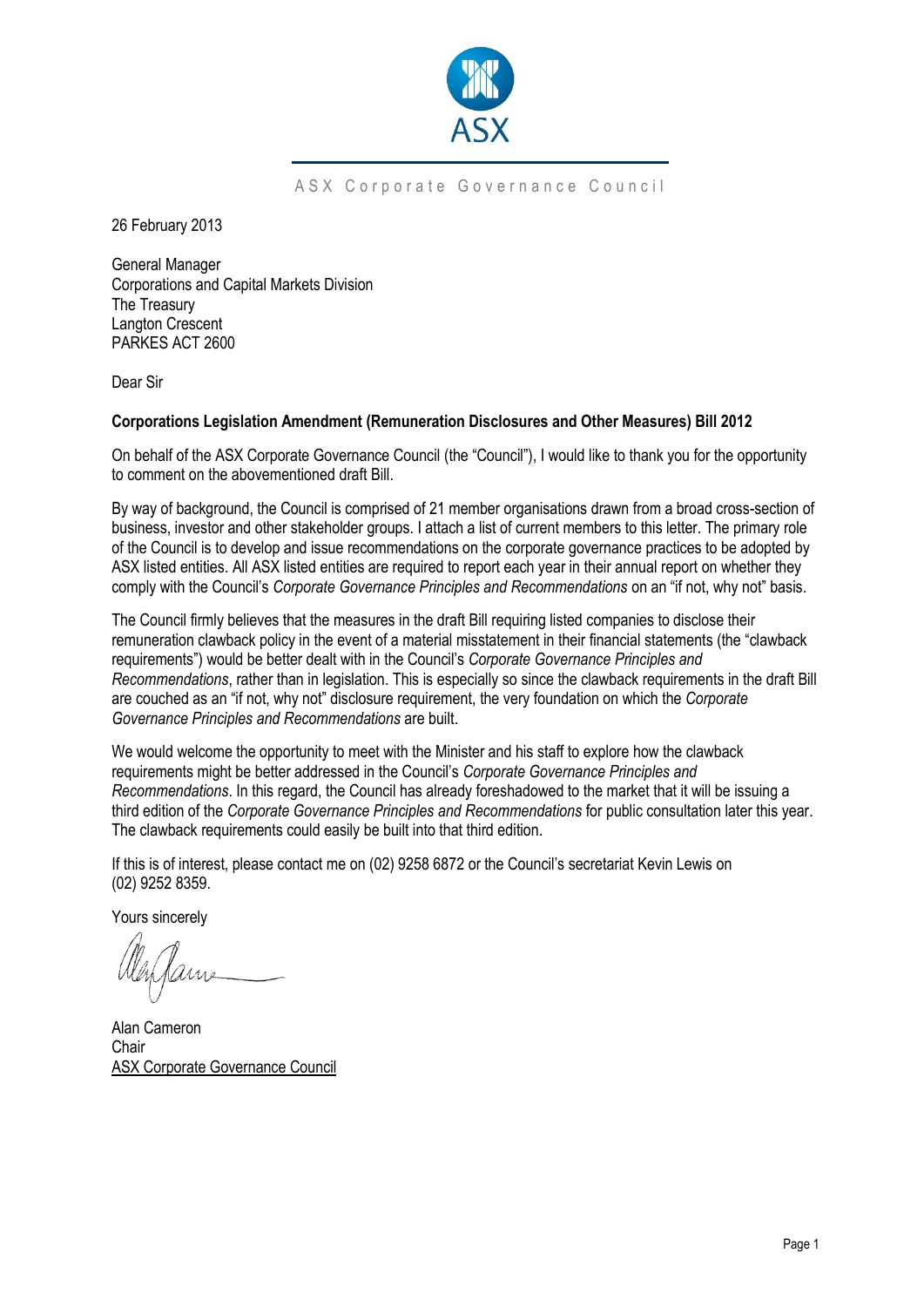ASX

ASX Corporate Governance Council

26 February 2013

General Manager
Corporations and Capital Markets Division
The Treasury
Langton Crescent
PARKES ACT 2600

Dear Sir

**Corporations Legislation Amendment (Remuneration Disclosures and Other Measures) Bill 2012**

On behalf of the ASX Corporate Governance Council (the "Council"), I would like to thank you for the opportunity to comment on the abovementioned draft Bill.

By way of background, the Council is comprised of 21 member organisations drawn from a broad cross-section of business, investor and other stakeholder groups. I attach a list of current members to this letter. The primary role of the Council is to develop and issue recommendations on the corporate governance practices to be adopted by ASX listed entities. All ASX listed entities are required to report each year in their annual report on whether they comply with the Council's *Corporate Governance Principles and Recommendations* on an "if not, why not" basis.

The Council firmly believes that the measures in the draft Bill requiring listed companies to disclose their remuneration clawback policy in the event of a material misstatement in their financial statements (the "clawback requirements") would be better dealt with in the Council's *Corporate Governance Principles and Recommendations*, rather than in legislation. This is especially so since the clawback requirements in the draft Bill are couched as an "if not, why not" disclosure requirement, the very foundation on which the *Corporate Governance Principles and Recommendations* are built.

We would welcome the opportunity to meet with the Minister and his staff to explore how the clawback requirements might be better addressed in the Council's *Corporate Governance Principles and Recommendations*. In this regard, the Council has already foreshadowed to the market that it will be issuing a third edition of the *Corporate Governance Principles and Recommendations* for public consultation later this year. The clawback requirements could easily be built into that third edition.

If this is of interest, please contact me on (02) 9258 6872 or the Council's secretariat Kevin Lewis on (02) 9252 8359.

Yours sincerely

Alan Cameron
Chair
ASX Corporate Governance Council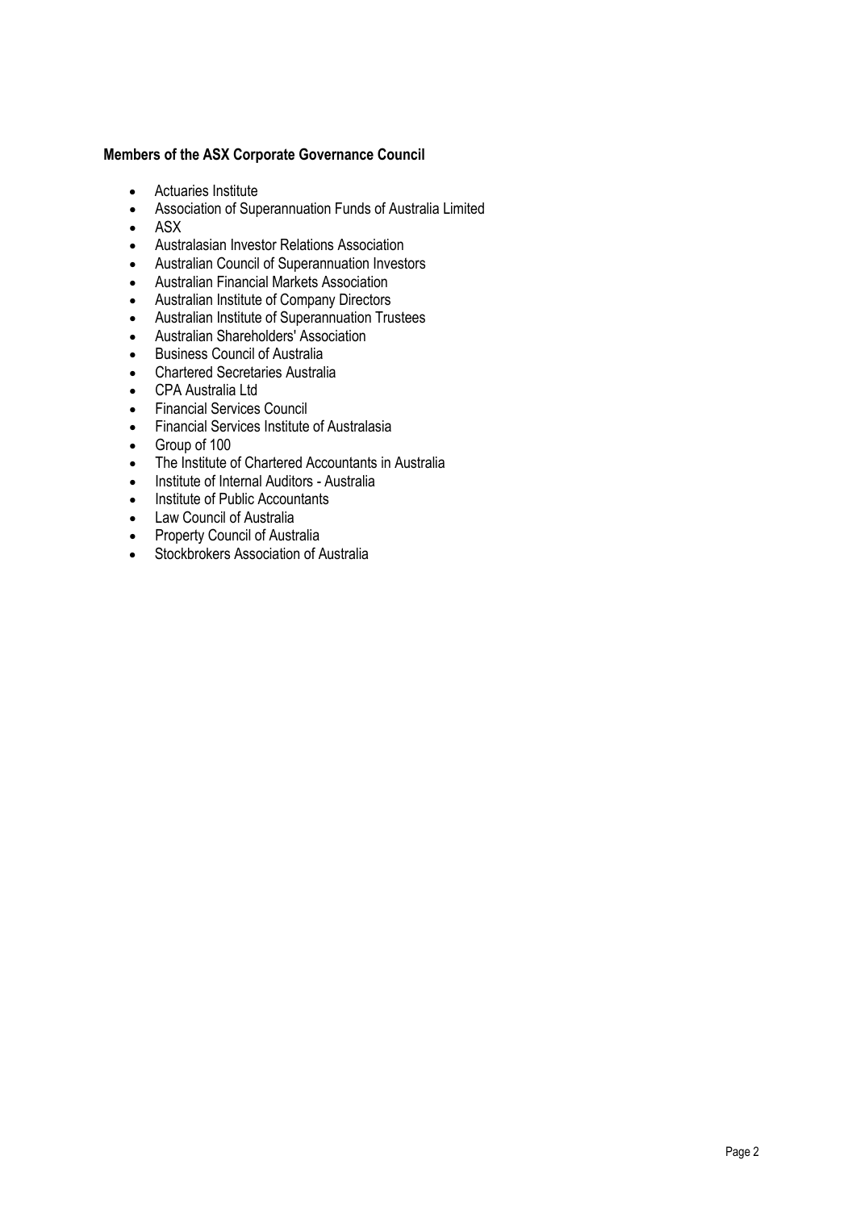**Members of the ASX Corporate Governance Council**

- Actuaries Institute
- Association of Superannuation Funds of Australia Limited
- ASX
- Australasian Investor Relations Association
- Australian Council of Superannuation Investors
- Australian Financial Markets Association
- Australian Institute of Company Directors
- Australian Institute of Superannuation Trustees
- Australian Shareholders' Association
- Business Council of Australia
- Chartered Secretaries Australia
- CPA Australia Ltd
- Financial Services Council
- Financial Services Institute of Australasia
- Group of 100
- The Institute of Chartered Accountants in Australia
- Institute of Internal Auditors - Australia
- Institute of Public Accountants
- Law Council of Australia
- Property Council of Australia
- Stockbrokers Association of Australia